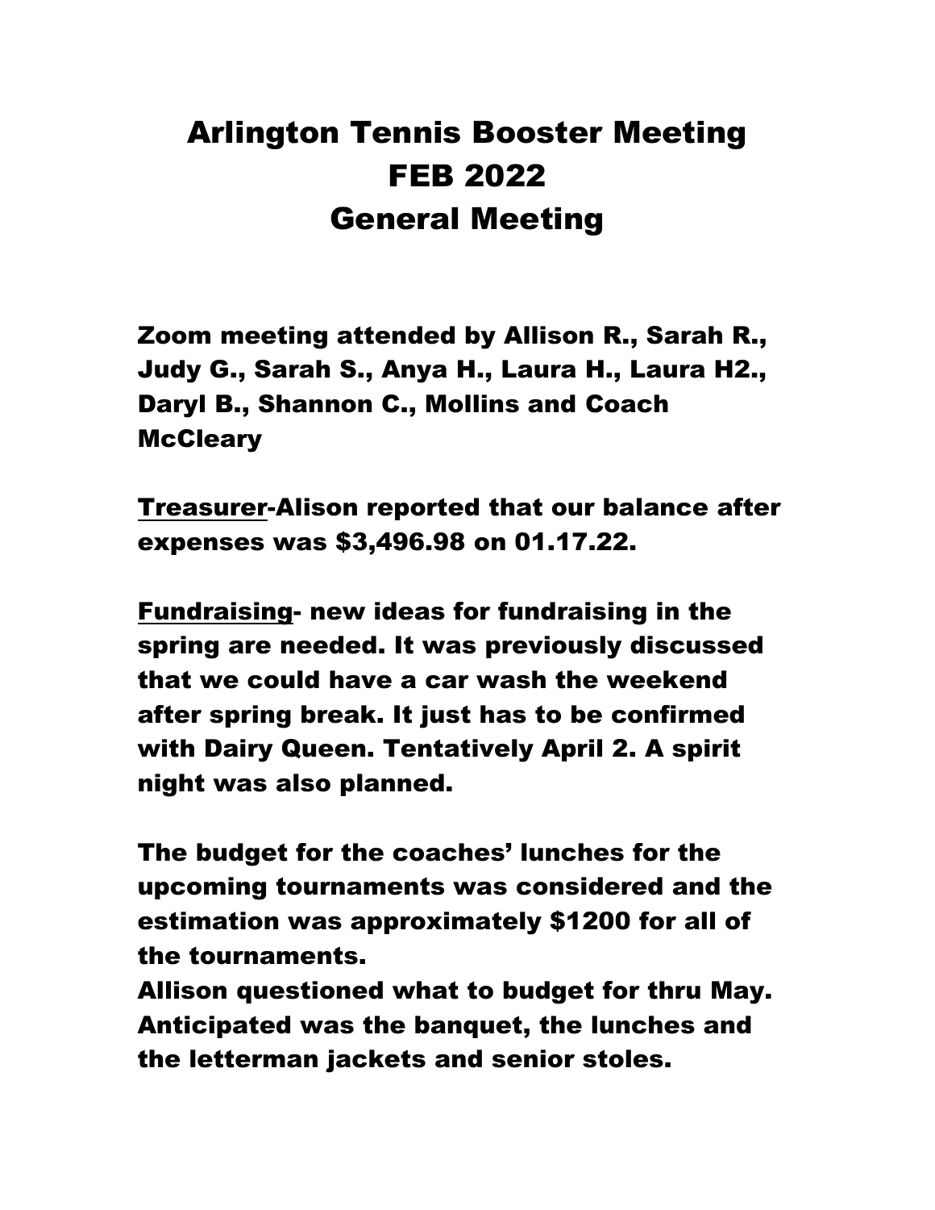# Arlington Tennis Booster Meeting
# FEB 2022
# General Meeting

**Zoom meeting attended by Allison R., Sarah R., Judy G., Sarah S., Anya H., Laura H., Laura H2., Daryl B., Shannon C., Mollins and Coach McCleary**

**Treasurer-Alison reported that our balance after expenses was $3,496.98 on 01.17.22.**

**Fundraising- new ideas for fundraising in the spring are needed. It was previously discussed that we could have a car wash the weekend after spring break. It just has to be confirmed with Dairy Queen. Tentatively April 2. A spirit night was also planned.**

**The budget for the coaches' lunches for the upcoming tournaments was considered and the estimation was approximately $1200 for all of the tournaments.**
**Allison questioned what to budget for thru May. Anticipated was the banquet, the lunches and the letterman jackets and senior stoles.**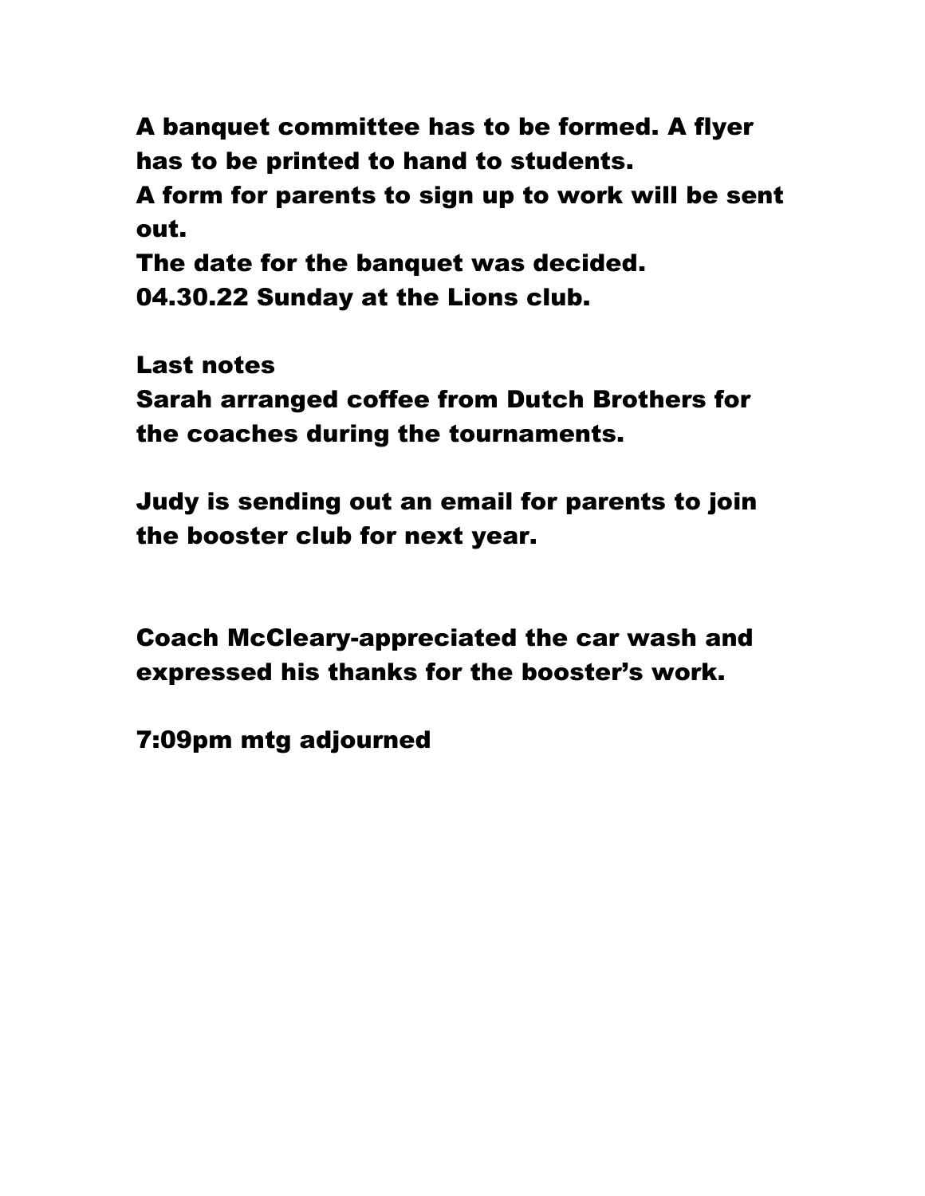A banquet committee has to be formed. A flyer has to be printed to hand to students.
A form for parents to sign up to work will be sent out.
The date for the banquet was decided.
04.30.22 Sunday at the Lions club.

Last notes
Sarah arranged coffee from Dutch Brothers for the coaches during the tournaments.

Judy is sending out an email for parents to join the booster club for next year.

Coach McCleary-appreciated the car wash and expressed his thanks for the booster's work.

7:09pm mtg adjourned